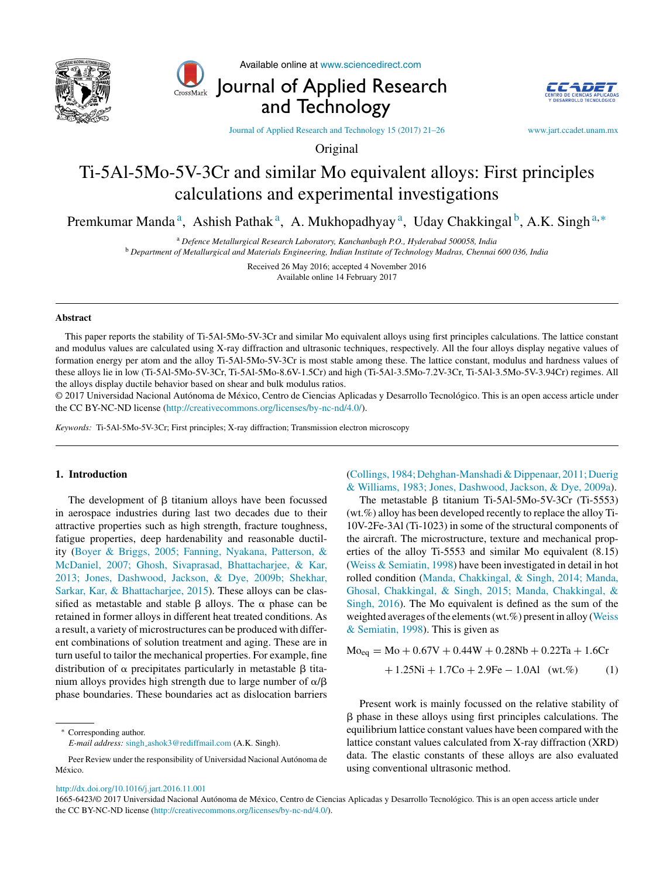Original

# Ti-5Al-5Mo-5V-3Cr and similar Mo equivalent alloys: First principles calculations and experimental investigations

Premkumar Manda [a], Ashish Pathak [a], A. Mukhopadhyay [a], Uday Chakkingal [b], A.K. Singh [a,*]

[a] *Defence Metallurgical Research Laboratory, Kanchanbagh P.O., Hyderabad 500058, India*

[b] *Department of Metallurgical and Materials Engineering, Indian Institute of Technology Madras, Chennai 600 036, India*

Received 26 May 2016; accepted 4 November 2016
Available online 14 February 2017

## Abstract

This paper reports the stability of Ti-5Al-5Mo-5V-3Cr and similar Mo equivalent alloys using first principles calculations. The lattice constant and modulus values are calculated using X-ray diffraction and ultrasonic techniques, respectively. All the four alloys display negative values of formation energy per atom and the alloy Ti-5Al-5Mo-5V-3Cr is most stable among these. The lattice constant, modulus and hardness values of these alloys lie in low (Ti-5Al-5Mo-5V-3Cr, Ti-5Al-5Mo-8.6V-1.5Cr) and high (Ti-5Al-3.5Mo-7.2V-3Cr, Ti-5Al-3.5Mo-5V-3.94Cr) regimes. All the alloys display ductile behavior based on shear and bulk modulus ratios.

© 2017 Universidad Nacional Autónoma de México, Centro de Ciencias Aplicadas y Desarrollo Tecnológico. This is an open access article under the CC BY-NC-ND license (http://creativecommons.org/licenses/by-nc-nd/4.0/).

*Keywords:* Ti-5Al-5Mo-5V-3Cr; First principles; X-ray diffraction; Transmission electron microscopy

## 1. Introduction

The development of β titanium alloys have been focussed in aerospace industries during last two decades due to their attractive properties such as high strength, fracture toughness, fatigue properties, deep hardenability and reasonable ductility (Boyer & Briggs, 2005; Fanning, Nyakana, Patterson, & McDaniel, 2007; Ghosh, Sivaprasad, Bhattacharjee, & Kar, 2013; Jones, Dashwood, Jackson, & Dye, 2009b; Shekhar, Sarkar, Kar, & Bhattacharjee, 2015). These alloys can be classified as metastable and stable β alloys. The α phase can be retained in former alloys in different heat treated conditions. As a result, a variety of microstructures can be produced with different combinations of solution treatment and aging. These are in turn useful to tailor the mechanical properties. For example, fine distribution of α precipitates particularly in metastable β titanium alloys provides high strength due to large number of α/β phase boundaries. These boundaries act as dislocation barriers (Collings, 1984; Dehghan-Manshadi & Dippenaar, 2011; Duerig & Williams, 1983; Jones, Dashwood, Jackson, & Dye, 2009a).

The metastable β titanium Ti-5Al-5Mo-5V-3Cr (Ti-5553) (wt.%) alloy has been developed recently to replace the alloy Ti-10V-2Fe-3Al (Ti-1023) in some of the structural components of the aircraft. The microstructure, texture and mechanical properties of the alloy Ti-5553 and similar Mo equivalent (8.15) (Weiss & Semiatin, 1998) have been investigated in detail in hot rolled condition (Manda, Chakkingal, & Singh, 2014; Manda, Ghosal, Chakkingal, & Singh, 2015; Manda, Chakkingal, & Singh, 2016). The Mo equivalent is defined as the sum of the weighted averages of the elements (wt.%) present in alloy (Weiss & Semiatin, 1998). This is given as

$$\mathrm{Mo_{eq}} = \mathrm{Mo} + 0.67\mathrm{V} + 0.44\mathrm{W} + 0.28\mathrm{Nb} + 0.22\mathrm{Ta} + 1.6\mathrm{Cr} + 1.25\mathrm{Ni} + 1.7\mathrm{Co} + 2.9\mathrm{Fe} - 1.0\mathrm{Al} \quad (\mathrm{wt.\%}) \qquad (1)$$

Present work is mainly focussed on the relative stability of β phase in these alloys using first principles calculations. The equilibrium lattice constant values have been compared with the lattice constant values calculated from X-ray diffraction (XRD) data. The elastic constants of these alloys are also evaluated using conventional ultrasonic method.

* Corresponding author.
*E-mail address:* singh_ashok3@rediffmail.com (A.K. Singh).

Peer Review under the responsibility of Universidad Nacional Autónoma de México.

http://dx.doi.org/10.1016/j.jart.2016.11.001
1665-6423/© 2017 Universidad Nacional Autónoma de México, Centro de Ciencias Aplicadas y Desarrollo Tecnológico. This is an open access article under the CC BY-NC-ND license (http://creativecommons.org/licenses/by-nc-nd/4.0/).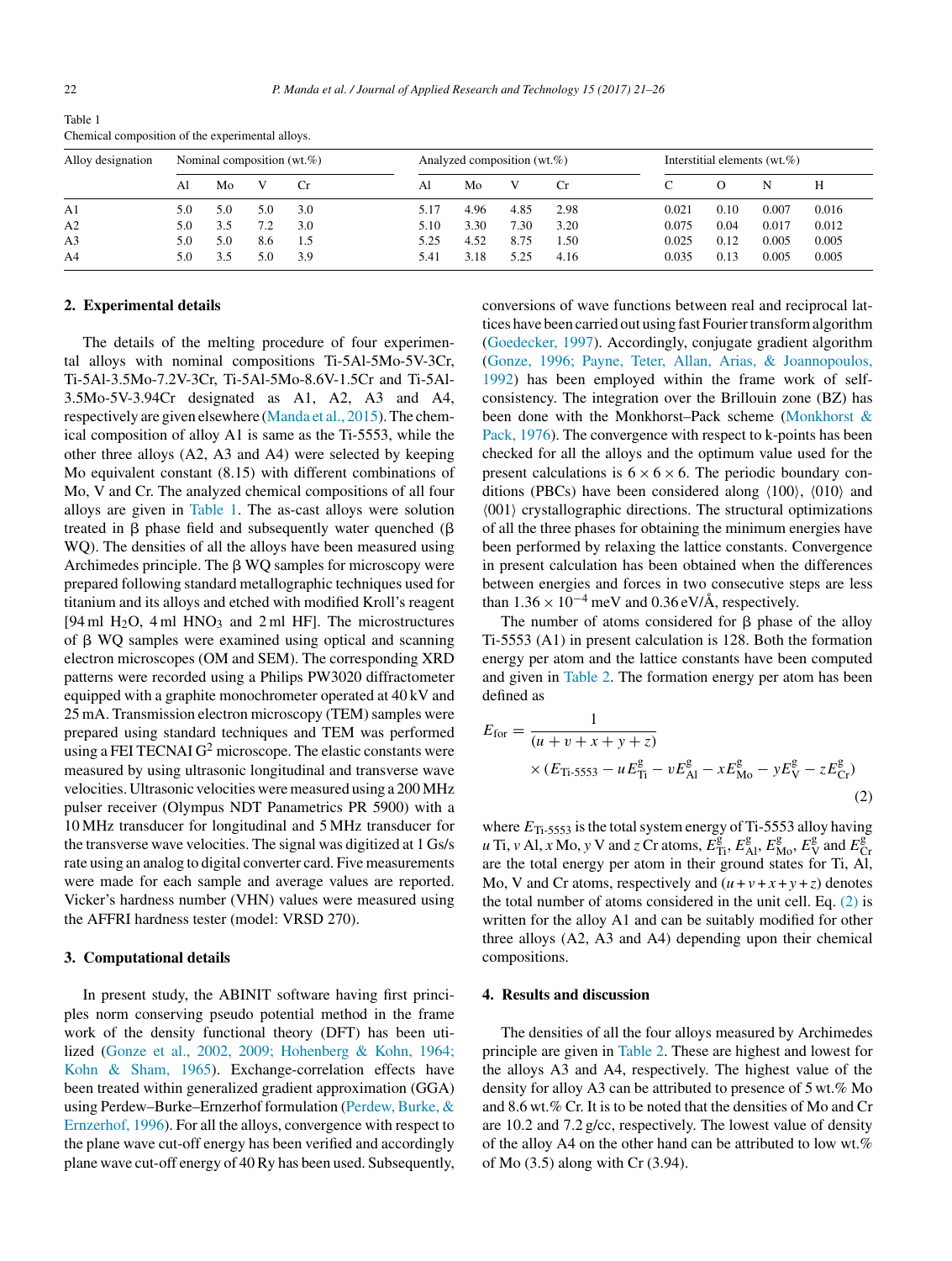Table 1
Chemical composition of the experimental alloys.

| Alloy designation | Nominal composition (wt.%) | | | | Analyzed composition (wt.%) | | | | Interstitial elements (wt.%) | | | |
|---|---|---|---|---|---|---|---|---|---|---|---|---|
| | Al | Mo | V | Cr | Al | Mo | V | Cr | C | O | N | H |
| A1 | 5.0 | 5.0 | 5.0 | 3.0 | 5.17 | 4.96 | 4.85 | 2.98 | 0.021 | 0.10 | 0.007 | 0.016 |
| A2 | 5.0 | 3.5 | 7.2 | 3.0 | 5.10 | 3.30 | 7.30 | 3.20 | 0.075 | 0.04 | 0.017 | 0.012 |
| A3 | 5.0 | 5.0 | 8.6 | 1.5 | 5.25 | 4.52 | 8.75 | 1.50 | 0.025 | 0.12 | 0.005 | 0.005 |
| A4 | 5.0 | 3.5 | 5.0 | 3.9 | 5.41 | 3.18 | 5.25 | 4.16 | 0.035 | 0.13 | 0.005 | 0.005 |

## 2. Experimental details

The details of the melting procedure of four experimental alloys with nominal compositions Ti-5Al-5Mo-5V-3Cr, Ti-5Al-3.5Mo-7.2V-3Cr, Ti-5Al-5Mo-8.6V-1.5Cr and Ti-5Al-3.5Mo-5V-3.94Cr designated as A1, A2, A3 and A4, respectively are given elsewhere (Manda et al., 2015). The chemical composition of alloy A1 is same as the Ti-5553, while the other three alloys (A2, A3 and A4) were selected by keeping Mo equivalent constant (8.15) with different combinations of Mo, V and Cr. The analyzed chemical compositions of all four alloys are given in Table 1. The as-cast alloys were solution treated in β phase field and subsequently water quenched (β WQ). The densities of all the alloys have been measured using Archimedes principle. The β WQ samples for microscopy were prepared following standard metallographic techniques used for titanium and its alloys and etched with modified Kroll's reagent [94 ml $H_2O$, 4 ml $HNO_3$ and 2 ml HF]. The microstructures of β WQ samples were examined using optical and scanning electron microscopes (OM and SEM). The corresponding XRD patterns were recorded using a Philips PW3020 diffractometer equipped with a graphite monochrometer operated at 40 kV and 25 mA. Transmission electron microscopy (TEM) samples were prepared using standard techniques and TEM was performed using a FEI TECNAI $G^2$ microscope. The elastic constants were measured by using ultrasonic longitudinal and transverse wave velocities. Ultrasonic velocities were measured using a 200 MHz pulser receiver (Olympus NDT Panametrics PR 5900) with a 10 MHz transducer for longitudinal and 5 MHz transducer for the transverse wave velocities. The signal was digitized at 1 Gs/s rate using an analog to digital converter card. Five measurements were made for each sample and average values are reported. Vicker's hardness number (VHN) values were measured using the AFFRI hardness tester (model: VRSD 270).

## 3. Computational details

In present study, the ABINIT software having first principles norm conserving pseudo potential method in the frame work of the density functional theory (DFT) has been utilized (Gonze et al., 2002, 2009; Hohenberg & Kohn, 1964; Kohn & Sham, 1965). Exchange-correlation effects have been treated within generalized gradient approximation (GGA) using Perdew–Burke–Ernzerhof formulation (Perdew, Burke, & Ernzerhof, 1996). For all the alloys, convergence with respect to the plane wave cut-off energy has been verified and accordingly plane wave cut-off energy of 40 Ry has been used. Subsequently, conversions of wave functions between real and reciprocal lattices have been carried out using fast Fourier transform algorithm (Goedecker, 1997). Accordingly, conjugate gradient algorithm (Gonze, 1996; Payne, Teter, Allan, Arias, & Joannopoulos, 1992) has been employed within the frame work of self-consistency. The integration over the Brillouin zone (BZ) has been done with the Monkhorst–Pack scheme (Monkhorst & Pack, 1976). The convergence with respect to k-points has been checked for all the alloys and the optimum value used for the present calculations is $6 \times 6 \times 6$. The periodic boundary conditions (PBCs) have been considered along $\langle 100 \rangle$, $\langle 010 \rangle$ and $\langle 001 \rangle$ crystallographic directions. The structural optimizations of all the three phases for obtaining the minimum energies have been performed by relaxing the lattice constants. Convergence in present calculation has been obtained when the differences between energies and forces in two consecutive steps are less than $1.36 \times 10^{-4}$ meV and 0.36 eV/Å, respectively.

The number of atoms considered for β phase of the alloy Ti-5553 (A1) in present calculation is 128. Both the formation energy per atom and the lattice constants have been computed and given in Table 2. The formation energy per atom has been defined as

$$E_{\text{for}} = \frac{1}{(u+v+x+y+z)} \times (E_{\text{Ti-5553}} - uE_{\text{Ti}}^{\text{g}} - vE_{\text{Al}}^{\text{g}} - xE_{\text{Mo}}^{\text{g}} - yE_{\text{V}}^{\text{g}} - zE_{\text{Cr}}^{\text{g}}) \tag{2}$$

where $E_{\text{Ti-5553}}$ is the total system energy of Ti-5553 alloy having $u$ Ti, $v$ Al, $x$ Mo, $y$ V and $z$ Cr atoms, $E_{\text{Ti}}^{\text{g}}$, $E_{\text{Al}}^{\text{g}}$, $E_{\text{Mo}}^{\text{g}}$, $E_{\text{V}}^{\text{g}}$ and $E_{\text{Cr}}^{\text{g}}$ are the total energy per atom in their ground states for Ti, Al, Mo, V and Cr atoms, respectively and $(u+v+x+y+z)$ denotes the total number of atoms considered in the unit cell. Eq. (2) is written for the alloy A1 and can be suitably modified for other three alloys (A2, A3 and A4) depending upon their chemical compositions.

## 4. Results and discussion

The densities of all the four alloys measured by Archimedes principle are given in Table 2. These are highest and lowest for the alloys A3 and A4, respectively. The highest value of the density for alloy A3 can be attributed to presence of 5 wt.% Mo and 8.6 wt.% Cr. It is to be noted that the densities of Mo and Cr are 10.2 and 7.2 g/cc, respectively. The lowest value of density of the alloy A4 on the other hand can be attributed to low wt.% of Mo (3.5) along with Cr (3.94).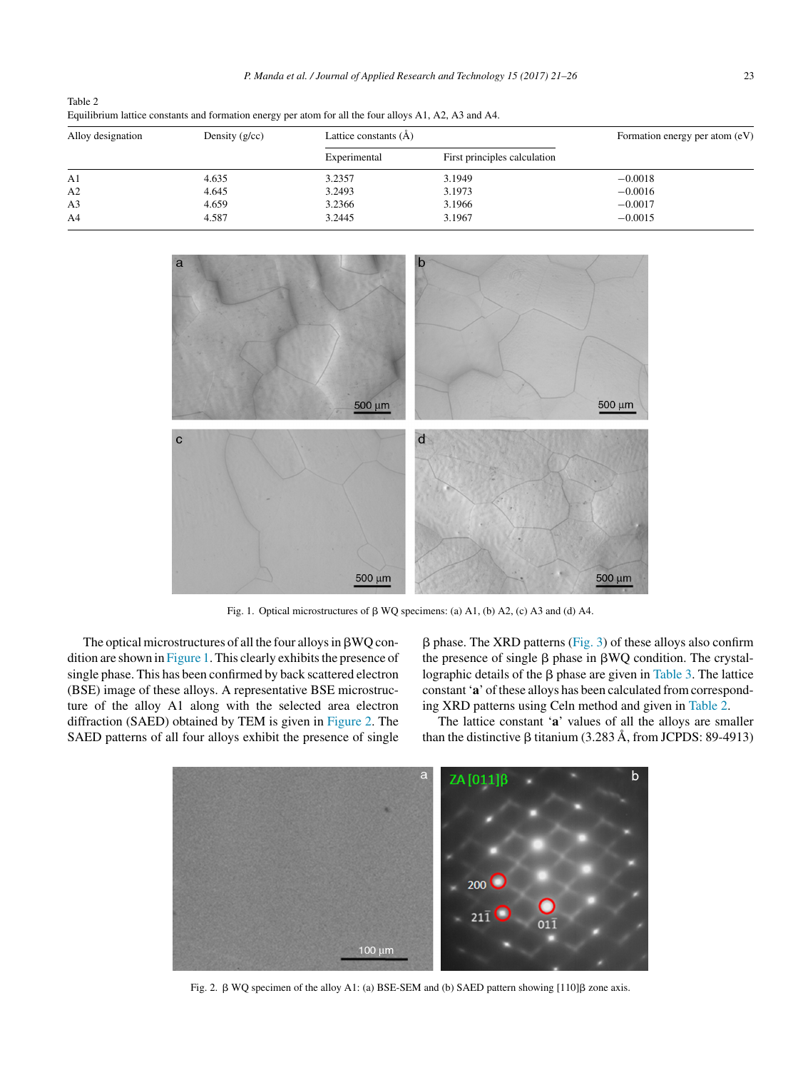Table 2
Equilibrium lattice constants and formation energy per atom for all the four alloys A1, A2, A3 and A4.

| Alloy designation | Density (g/cc) | Lattice constants (Å) | | Formation energy per atom (eV) |
|---|---|---|---|---|
| | | Experimental | First principles calculation | |
| A1 | 4.635 | 3.2357 | 3.1949 | −0.0018 |
| A2 | 4.645 | 3.2493 | 3.1973 | −0.0016 |
| A3 | 4.659 | 3.2366 | 3.1966 | −0.0017 |
| A4 | 4.587 | 3.2445 | 3.1967 | −0.0015 |

Fig. 1. Optical microstructures of β WQ specimens: (a) A1, (b) A2, (c) A3 and (d) A4.

The optical microstructures of all the four alloys in βWQ condition are shown in Figure 1. This clearly exhibits the presence of single phase. This has been confirmed by back scattered electron (BSE) image of these alloys. A representative BSE microstructure of the alloy A1 along with the selected area electron diffraction (SAED) obtained by TEM is given in Figure 2. The SAED patterns of all four alloys exhibit the presence of single β phase. The XRD patterns (Fig. 3) of these alloys also confirm the presence of single β phase in βWQ condition. The crystallographic details of the β phase are given in Table 3. The lattice constant '**a**' of these alloys has been calculated from corresponding XRD patterns using Celn method and given in Table 2.

The lattice constant '**a**' values of all the alloys are smaller than the distinctive β titanium (3.283 Å, from JCPDS: 89-4913)

Fig. 2. β WQ specimen of the alloy A1: (a) BSE-SEM and (b) SAED pattern showing [110]β zone axis.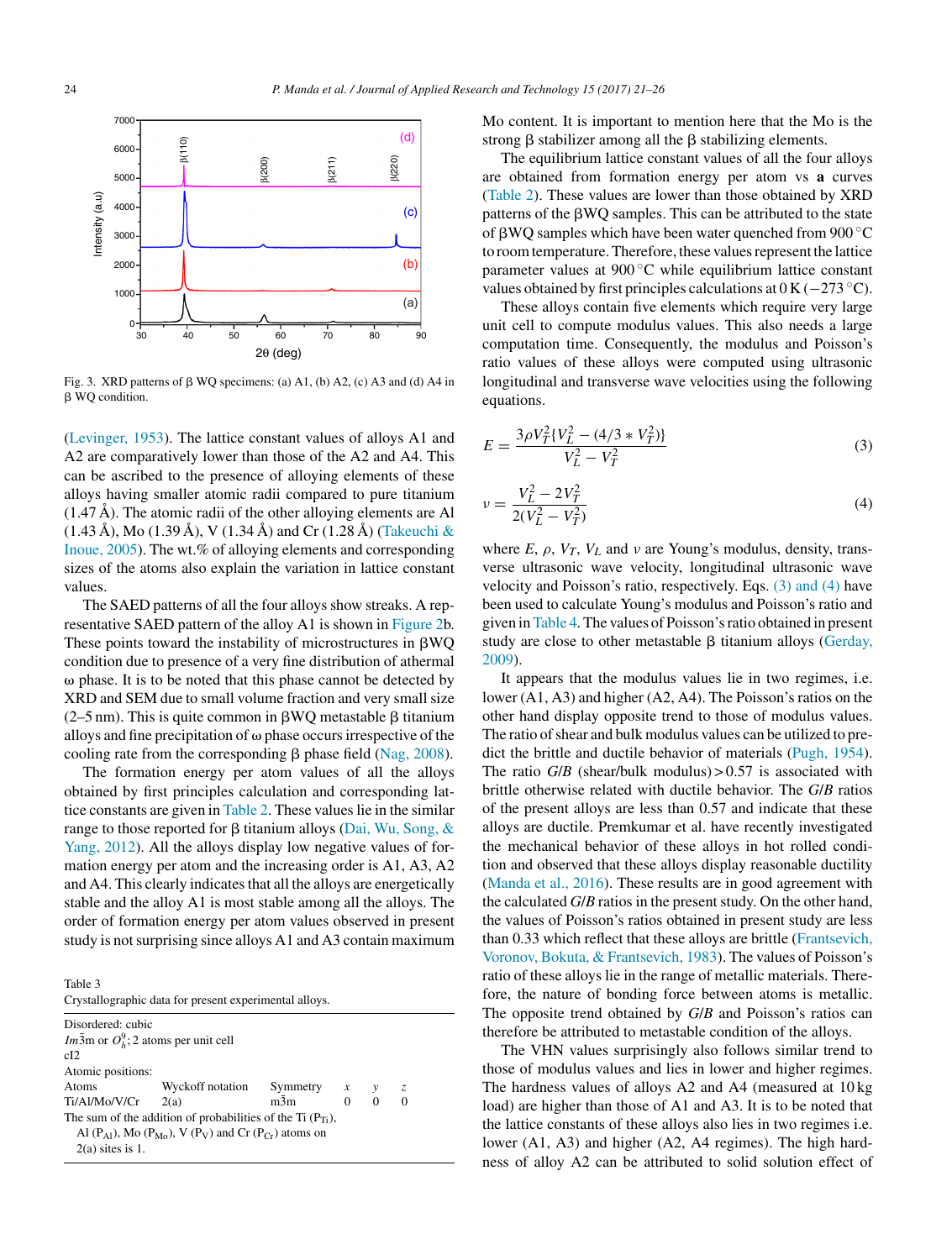Fig. 3. XRD patterns of β WQ specimens: (a) A1, (b) A2, (c) A3 and (d) A4 in β WQ condition.

(Levinger, 1953). The lattice constant values of alloys A1 and A2 are comparatively lower than those of the A2 and A4. This can be ascribed to the presence of alloying elements of these alloys having smaller atomic radii compared to pure titanium (1.47 Å). The atomic radii of the other alloying elements are Al (1.43 Å), Mo (1.39 Å), V (1.34 Å) and Cr (1.28 Å) (Takeuchi & Inoue, 2005). The wt.% of alloying elements and corresponding sizes of the atoms also explain the variation in lattice constant values.

The SAED patterns of all the four alloys show streaks. A representative SAED pattern of the alloy A1 is shown in Figure 2b. These points toward the instability of microstructures in βWQ condition due to presence of a very fine distribution of athermal ω phase. It is to be noted that this phase cannot be detected by XRD and SEM due to small volume fraction and very small size (2–5 nm). This is quite common in βWQ metastable β titanium alloys and fine precipitation of ω phase occurs irrespective of the cooling rate from the corresponding β phase field (Nag, 2008).

The formation energy per atom values of all the alloys obtained by first principles calculation and corresponding lattice constants are given in Table 2. These values lie in the similar range to those reported for β titanium alloys (Dai, Wu, Song, & Yang, 2012). All the alloys display low negative values of formation energy per atom and the increasing order is A1, A3, A2 and A4. This clearly indicates that all the alloys are energetically stable and the alloy A1 is most stable among all the alloys. The order of formation energy per atom values obtained in present study is not surprising since alloys A1 and A3 contain maximum Mo content. It is important to mention here that the Mo is the strong β stabilizer among all the β stabilizing elements.

The equilibrium lattice constant values of all the four alloys are obtained from formation energy per atom vs **a** curves (Table 2). These values are lower than those obtained by XRD patterns of the βWQ samples. This can be attributed to the state of βWQ samples which have been water quenched from 900 °C to room temperature. Therefore, these values represent the lattice parameter values at 900 °C while equilibrium lattice constant values obtained by first principles calculations at 0 K (−273 °C).

These alloys contain five elements which require very large unit cell to compute modulus values. This also needs a large computation time. Consequently, the modulus and Poisson's ratio values of these alloys were computed using ultrasonic longitudinal and transverse wave velocities using the following equations.

$$E = \frac{3\rho V_T^2\{V_L^2 - (4/3 * V_T^2)\}}{V_L^2 - V_T^2} \tag{3}$$

$$\nu = \frac{V_L^2 - 2V_T^2}{2(V_L^2 - V_T^2)} \tag{4}$$

where $E$, $\rho$, $V_T$, $V_L$ and $\nu$ are Young's modulus, density, transverse ultrasonic wave velocity, longitudinal ultrasonic wave velocity and Poisson's ratio, respectively. Eqs. (3) and (4) have been used to calculate Young's modulus and Poisson's ratio and given in Table 4. The values of Poisson's ratio obtained in present study are close to other metastable β titanium alloys (Gerday, 2009).

It appears that the modulus values lie in two regimes, i.e. lower (A1, A3) and higher (A2, A4). The Poisson's ratios on the other hand display opposite trend to those of modulus values. The ratio of shear and bulk modulus values can be utilized to predict the brittle and ductile behavior of materials (Pugh, 1954). The ratio $G/B$ (shear/bulk modulus) > 0.57 is associated with brittle otherwise related with ductile behavior. The $G/B$ ratios of the present alloys are less than 0.57 and indicate that these alloys are ductile. Premkumar et al. have recently investigated the mechanical behavior of these alloys in hot rolled condition and observed that these alloys display reasonable ductility (Manda et al., 2016). These results are in good agreement with the calculated $G/B$ ratios in the present study. On the other hand, the values of Poisson's ratios obtained in present study are less than 0.33 which reflect that these alloys are brittle (Frantsevich, Voronov, Bokuta, & Frantsevich, 1983). The values of Poisson's ratio of these alloys lie in the range of metallic materials. Therefore, the nature of bonding force between atoms is metallic. The opposite trend obtained by $G/B$ and Poisson's ratios can therefore be attributed to metastable condition of the alloys.

The VHN values surprisingly also follows similar trend to those of modulus values and lies in lower and higher regimes. The hardness values of alloys A2 and A4 (measured at 10 kg load) are higher than those of A1 and A3. It is to be noted that the lattice constants of these alloys also lies in two regimes i.e. lower (A1, A3) and higher (A2, A4 regimes). The high hardness of alloy A2 can be attributed to solid solution effect of

Table 3
Crystallographic data for present experimental alloys.

| Disordered: cubic | | | | | |
|---|---|---|---|---|---|
| $Im\bar{3}m$ or $O_h^9$; 2 atoms per unit cell | | | | | |
| cI2 | | | | | |
| Atomic positions: | | | | | |
| Atoms | Wyckoff notation | Symmetry | $x$ | $y$ | $z$ |
| Ti/Al/Mo/V/Cr | 2(a) | $m\bar{3}m$ | 0 | 0 | 0 |
| The sum of the addition of probabilities of the Ti ($P_{Ti}$), Al ($P_{Al}$), Mo ($P_{Mo}$), V ($P_V$) and Cr ($P_{Cr}$) atoms on 2(a) sites is 1. | | | | | |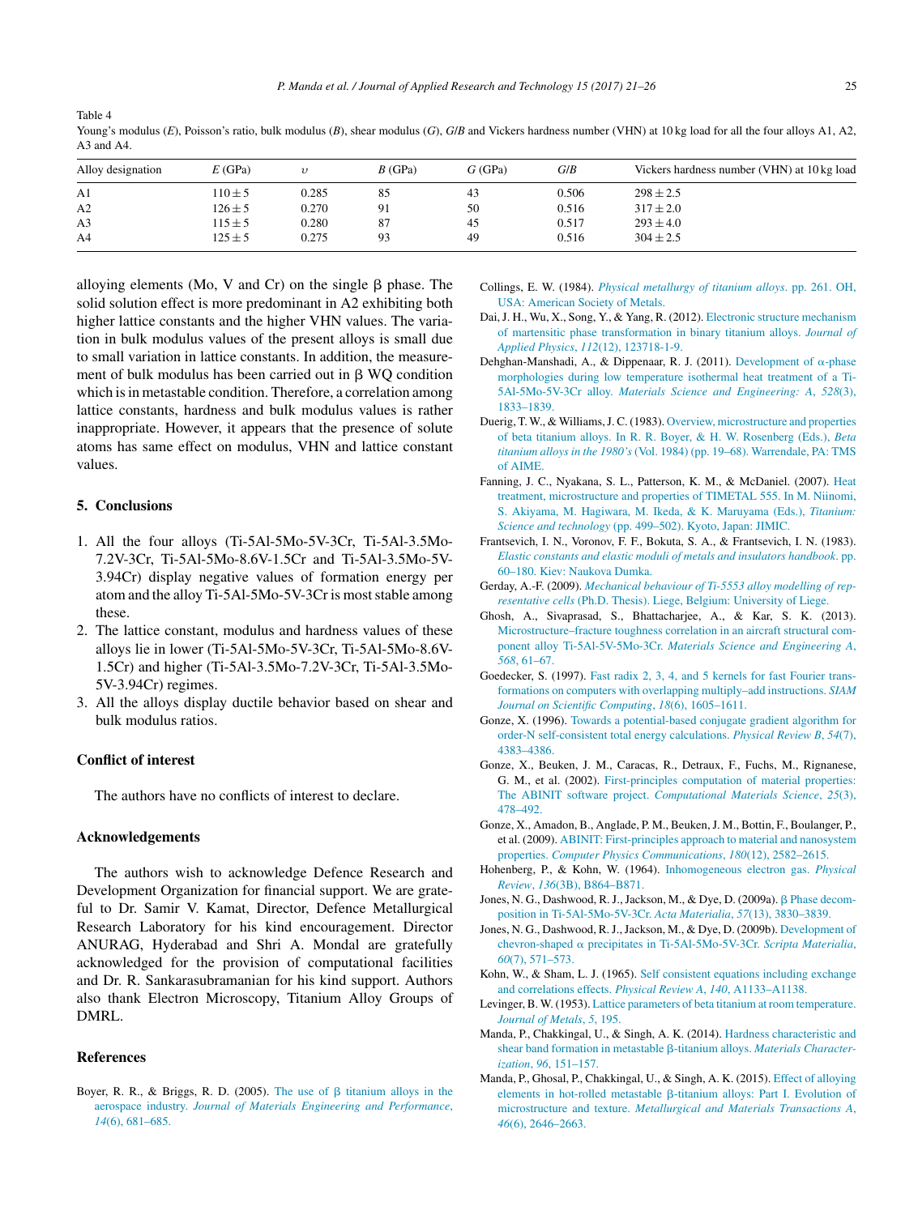Table 4
Young's modulus ($E$), Poisson's ratio, bulk modulus ($B$), shear modulus ($G$), $G/B$ and Vickers hardness number (VHN) at 10 kg load for all the four alloys A1, A2, A3 and A4.

| Alloy designation | $E$ (GPa) | $\upsilon$ | $B$ (GPa) | $G$ (GPa) | $G/B$ | Vickers hardness number (VHN) at 10 kg load |
|---|---|---|---|---|---|---|
| A1 | $110 \pm 5$ | 0.285 | 85 | 43 | 0.506 | $298 \pm 2.5$ |
| A2 | $126 \pm 5$ | 0.270 | 91 | 50 | 0.516 | $317 \pm 2.0$ |
| A3 | $115 \pm 5$ | 0.280 | 87 | 45 | 0.517 | $293 \pm 4.0$ |
| A4 | $125 \pm 5$ | 0.275 | 93 | 49 | 0.516 | $304 \pm 2.5$ |

alloying elements (Mo, V and Cr) on the single β phase. The solid solution effect is more predominant in A2 exhibiting both higher lattice constants and the higher VHN values. The variation in bulk modulus values of the present alloys is small due to small variation in lattice constants. In addition, the measurement of bulk modulus has been carried out in β WQ condition which is in metastable condition. Therefore, a correlation among lattice constants, hardness and bulk modulus values is rather inappropriate. However, it appears that the presence of solute atoms has same effect on modulus, VHN and lattice constant values.

## 5. Conclusions

1. All the four alloys (Ti-5Al-5Mo-5V-3Cr, Ti-5Al-3.5Mo-7.2V-3Cr, Ti-5Al-5Mo-8.6V-1.5Cr and Ti-5Al-3.5Mo-5V-3.94Cr) display negative values of formation energy per atom and the alloy Ti-5Al-5Mo-5V-3Cr is most stable among these.
2. The lattice constant, modulus and hardness values of these alloys lie in lower (Ti-5Al-5Mo-5V-3Cr, Ti-5Al-5Mo-8.6V-1.5Cr) and higher (Ti-5Al-3.5Mo-7.2V-3Cr, Ti-5Al-3.5Mo-5V-3.94Cr) regimes.
3. All the alloys display ductile behavior based on shear and bulk modulus ratios.

## Conflict of interest

The authors have no conflicts of interest to declare.

## Acknowledgements

The authors wish to acknowledge Defence Research and Development Organization for financial support. We are grateful to Dr. Samir V. Kamat, Director, Defence Metallurgical Research Laboratory for his kind encouragement. Director ANURAG, Hyderabad and Shri A. Mondal are gratefully acknowledged for the provision of computational facilities and Dr. R. Sankarasubramanian for his kind support. Authors also thank Electron Microscopy, Titanium Alloy Groups of DMRL.

## References

Boyer, R. R., & Briggs, R. D. (2005). The use of β titanium alloys in the aerospace industry. *Journal of Materials Engineering and Performance*, *14*(6), 681–685.

Collings, E. W. (1984). *Physical metallurgy of titanium alloys*. pp. 261. OH, USA: American Society of Metals.

Dai, J. H., Wu, X., Song, Y., & Yang, R. (2012). Electronic structure mechanism of martensitic phase transformation in binary titanium alloys. *Journal of Applied Physics*, *112*(12), 123718-1-9.

Dehghan-Manshadi, A., & Dippenaar, R. J. (2011). Development of α-phase morphologies during low temperature isothermal heat treatment of a Ti-5Al-5Mo-5V-3Cr alloy. *Materials Science and Engineering: A*, *528*(3), 1833–1839.

Duerig, T. W., & Williams, J. C. (1983). Overview, microstructure and properties of beta titanium alloys. In R. R. Boyer, & H. W. Rosenberg (Eds.), *Beta titanium alloys in the 1980's* (Vol. 1984) (pp. 19–68). Warrendale, PA: TMS of AIME.

Fanning, J. C., Nyakana, S. L., Patterson, K. M., & McDaniel. (2007). Heat treatment, microstructure and properties of TIMETAL 555. In M. Niinomi, S. Akiyama, M. Hagiwara, M. Ikeda, & K. Maruyama (Eds.), *Titanium: Science and technology* (pp. 499–502). Kyoto, Japan: JIMIC.

Frantsevich, I. N., Voronov, F. F., Bokuta, S. A., & Frantsevich, I. N. (1983). *Elastic constants and elastic moduli of metals and insulators handbook*. pp. 60–180. Kiev: Naukova Dumka.

Gerday, A.-F. (2009). *Mechanical behaviour of Ti-5553 alloy modelling of representative cells* (Ph.D. Thesis). Liege, Belgium: University of Liege.

Ghosh, A., Sivaprasad, S., Bhattacharjee, A., & Kar, S. K. (2013). Microstructure–fracture toughness correlation in an aircraft structural component alloy Ti-5Al-5V-5Mo-3Cr. *Materials Science and Engineering A*, *568*, 61–67.

Goedecker, S. (1997). Fast radix 2, 3, 4, and 5 kernels for fast Fourier transformations on computers with overlapping multiply–add instructions. *SIAM Journal on Scientific Computing*, *18*(6), 1605–1611.

Gonze, X. (1996). Towards a potential-based conjugate gradient algorithm for order-N self-consistent total energy calculations. *Physical Review B*, *54*(7), 4383–4386.

Gonze, X., Beuken, J. M., Caracas, R., Detraux, F., Fuchs, M., Rignanese, G. M., et al. (2002). First-principles computation of material properties: The ABINIT software project. *Computational Materials Science*, *25*(3), 478–492.

Gonze, X., Amadon, B., Anglade, P. M., Beuken, J. M., Bottin, F., Boulanger, P., et al. (2009). ABINIT: First-principles approach to material and nanosystem properties. *Computer Physics Communications*, *180*(12), 2582–2615.

Hohenberg, P., & Kohn, W. (1964). Inhomogeneous electron gas. *Physical Review*, *136*(3B), B864–B871.

Jones, N. G., Dashwood, R. J., Jackson, M., & Dye, D. (2009a). β Phase decomposition in Ti-5Al-5Mo-5V-3Cr. *Acta Materialia*, *57*(13), 3830–3839.

Jones, N. G., Dashwood, R. J., Jackson, M., & Dye, D. (2009b). Development of chevron-shaped α precipitates in Ti-5Al-5Mo-5V-3Cr. *Scripta Materialia*, *60*(7), 571–573.

Kohn, W., & Sham, L. J. (1965). Self consistent equations including exchange and correlations effects. *Physical Review A*, *140*, A1133–A1138.

Levinger, B. W. (1953). Lattice parameters of beta titanium at room temperature. *Journal of Metals*, *5*, 195.

Manda, P., Chakkingal, U., & Singh, A. K. (2014). Hardness characteristic and shear band formation in metastable β-titanium alloys. *Materials Characterization*, *96*, 151–157.

Manda, P., Ghosal, P., Chakkingal, U., & Singh, A. K. (2015). Effect of alloying elements in hot-rolled metastable β-titanium alloys: Part I. Evolution of microstructure and texture. *Metallurgical and Materials Transactions A*, *46*(6), 2646–2663.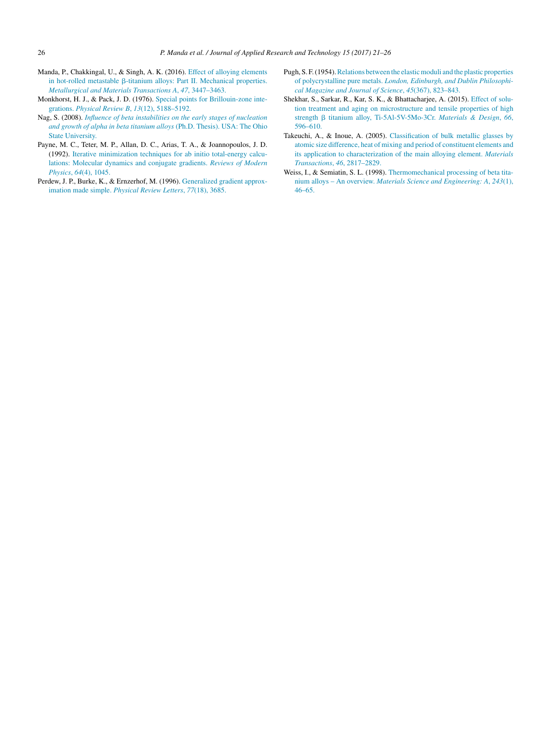Manda, P., Chakkingal, U., & Singh, A. K. (2016). Effect of alloying elements in hot-rolled metastable β-titanium alloys: Part II. Mechanical properties. *Metallurgical and Materials Transactions A*, *47*, 3447–3463.

Monkhorst, H. J., & Pack, J. D. (1976). Special points for Brillouin-zone integrations. *Physical Review B*, *13*(12), 5188–5192.

Nag, S. (2008). *Influence of beta instabilities on the early stages of nucleation and growth of alpha in beta titanium alloys* (Ph.D. Thesis). USA: The Ohio State University.

Payne, M. C., Teter, M. P., Allan, D. C., Arias, T. A., & Joannopoulos, J. D. (1992). Iterative minimization techniques for ab initio total-energy calculations: Molecular dynamics and conjugate gradients. *Reviews of Modern Physics*, *64*(4), 1045.

Perdew, J. P., Burke, K., & Ernzerhof, M. (1996). Generalized gradient approximation made simple. *Physical Review Letters*, *77*(18), 3685.

Pugh, S. F. (1954). Relations between the elastic moduli and the plastic properties of polycrystalline pure metals. *London, Edinburgh, and Dublin Philosophical Magazine and Journal of Science*, *45*(367), 823–843.

Shekhar, S., Sarkar, R., Kar, S. K., & Bhattacharjee, A. (2015). Effect of solution treatment and aging on microstructure and tensile properties of high strength β titanium alloy, Ti-5Al-5V-5Mo-3Cr. *Materials & Design*, *66*, 596–610.

Takeuchi, A., & Inoue, A. (2005). Classification of bulk metallic glasses by atomic size difference, heat of mixing and period of constituent elements and its application to characterization of the main alloying element. *Materials Transactions*, *46*, 2817–2829.

Weiss, I., & Semiatin, S. L. (1998). Thermomechanical processing of beta titanium alloys – An overview. *Materials Science and Engineering: A*, *243*(1), 46–65.